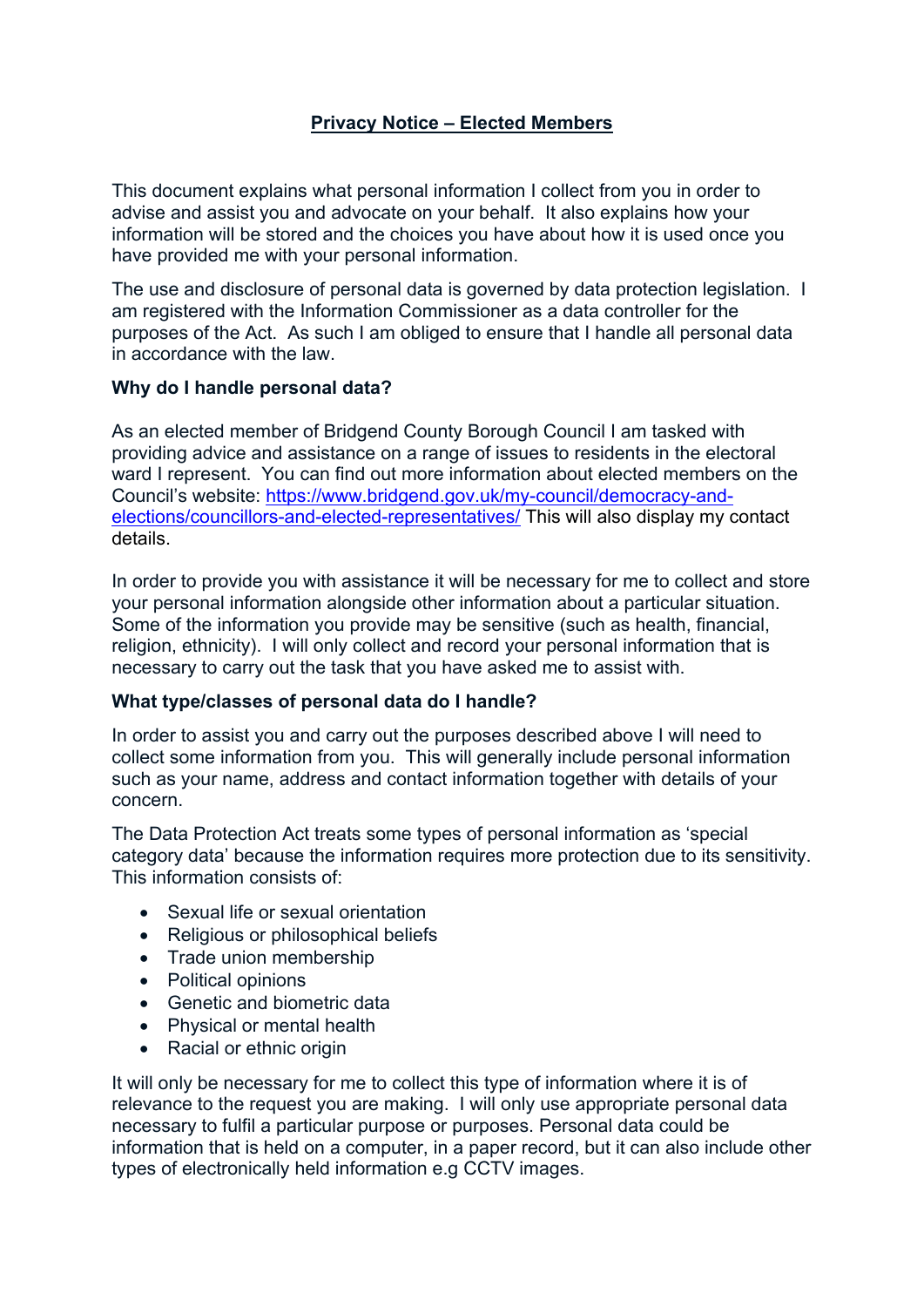# Privacy Notice – Elected Members

This document explains what personal information I collect from you in order to advise and assist you and advocate on your behalf. It also explains how your information will be stored and the choices you have about how it is used once you have provided me with your personal information.

The use and disclosure of personal data is governed by data protection legislation. I am registered with the Information Commissioner as a data controller for the purposes of the Act. As such I am obliged to ensure that I handle all personal data in accordance with the law.

**Why do I handle personal data?**

As an elected member of Bridgend County Borough Council I am tasked with providing advice and assistance on a range of issues to residents in the electoral ward I represent. You can find out more information about elected members on the Council's website: [https://www.bridgend.gov.uk/my-council/democracy-and-elections/councillors-and-elected-representatives/](https://www.bridgend.gov.uk/my-council/democracy-and-elections/councillors-and-elected-representatives/) This will also display my contact details.

In order to provide you with assistance it will be necessary for me to collect and store your personal information alongside other information about a particular situation. Some of the information you provide may be sensitive (such as health, financial, religion, ethnicity). I will only collect and record your personal information that is necessary to carry out the task that you have asked me to assist with.

**What type/classes of personal data do I handle?**

In order to assist you and carry out the purposes described above I will need to collect some information from you. This will generally include personal information such as your name, address and contact information together with details of your concern.

The Data Protection Act treats some types of personal information as 'special category data' because the information requires more protection due to its sensitivity. This information consists of:

- Sexual life or sexual orientation
- Religious or philosophical beliefs
- Trade union membership
- Political opinions
- Genetic and biometric data
- Physical or mental health
- Racial or ethnic origin

It will only be necessary for me to collect this type of information where it is of relevance to the request you are making. I will only use appropriate personal data necessary to fulfil a particular purpose or purposes. Personal data could be information that is held on a computer, in a paper record, but it can also include other types of electronically held information e.g CCTV images.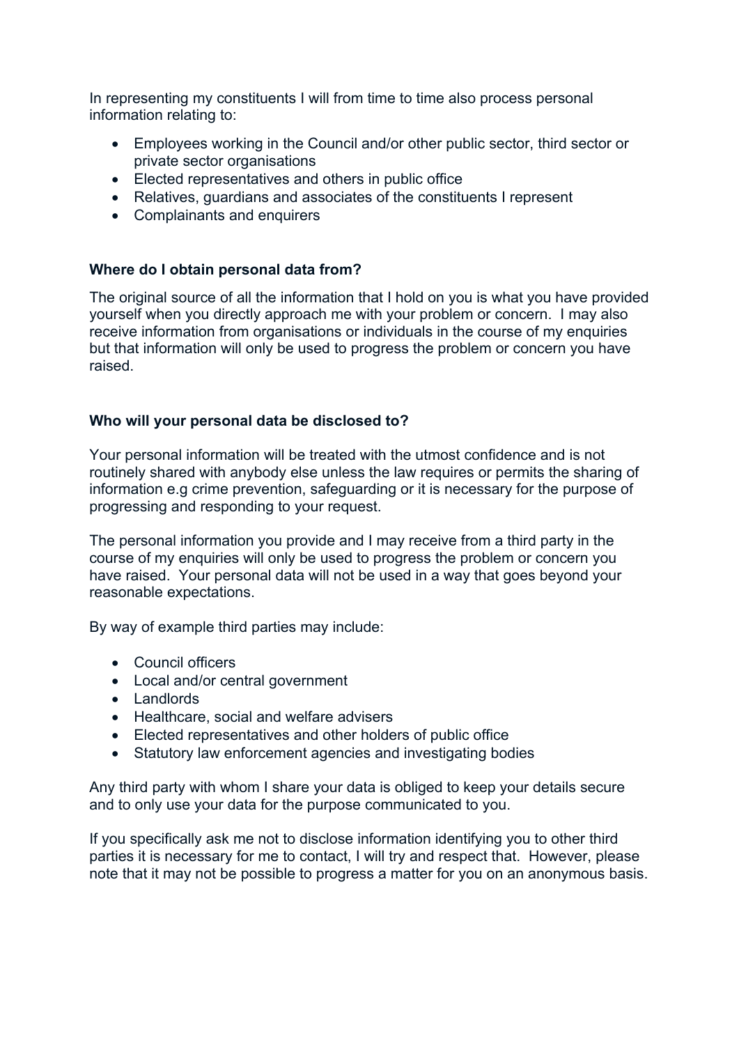In representing my constituents I will from time to time also process personal information relating to:

- Employees working in the Council and/or other public sector, third sector or private sector organisations
- Elected representatives and others in public office
- Relatives, guardians and associates of the constituents I represent
- Complainants and enquirers

**Where do I obtain personal data from?**

The original source of all the information that I hold on you is what you have provided yourself when you directly approach me with your problem or concern. I may also receive information from organisations or individuals in the course of my enquiries but that information will only be used to progress the problem or concern you have raised.

**Who will your personal data be disclosed to?**

Your personal information will be treated with the utmost confidence and is not routinely shared with anybody else unless the law requires or permits the sharing of information e.g crime prevention, safeguarding or it is necessary for the purpose of progressing and responding to your request.

The personal information you provide and I may receive from a third party in the course of my enquiries will only be used to progress the problem or concern you have raised. Your personal data will not be used in a way that goes beyond your reasonable expectations.

By way of example third parties may include:

- Council officers
- Local and/or central government
- Landlords
- Healthcare, social and welfare advisers
- Elected representatives and other holders of public office
- Statutory law enforcement agencies and investigating bodies

Any third party with whom I share your data is obliged to keep your details secure and to only use your data for the purpose communicated to you.

If you specifically ask me not to disclose information identifying you to other third parties it is necessary for me to contact, I will try and respect that. However, please note that it may not be possible to progress a matter for you on an anonymous basis.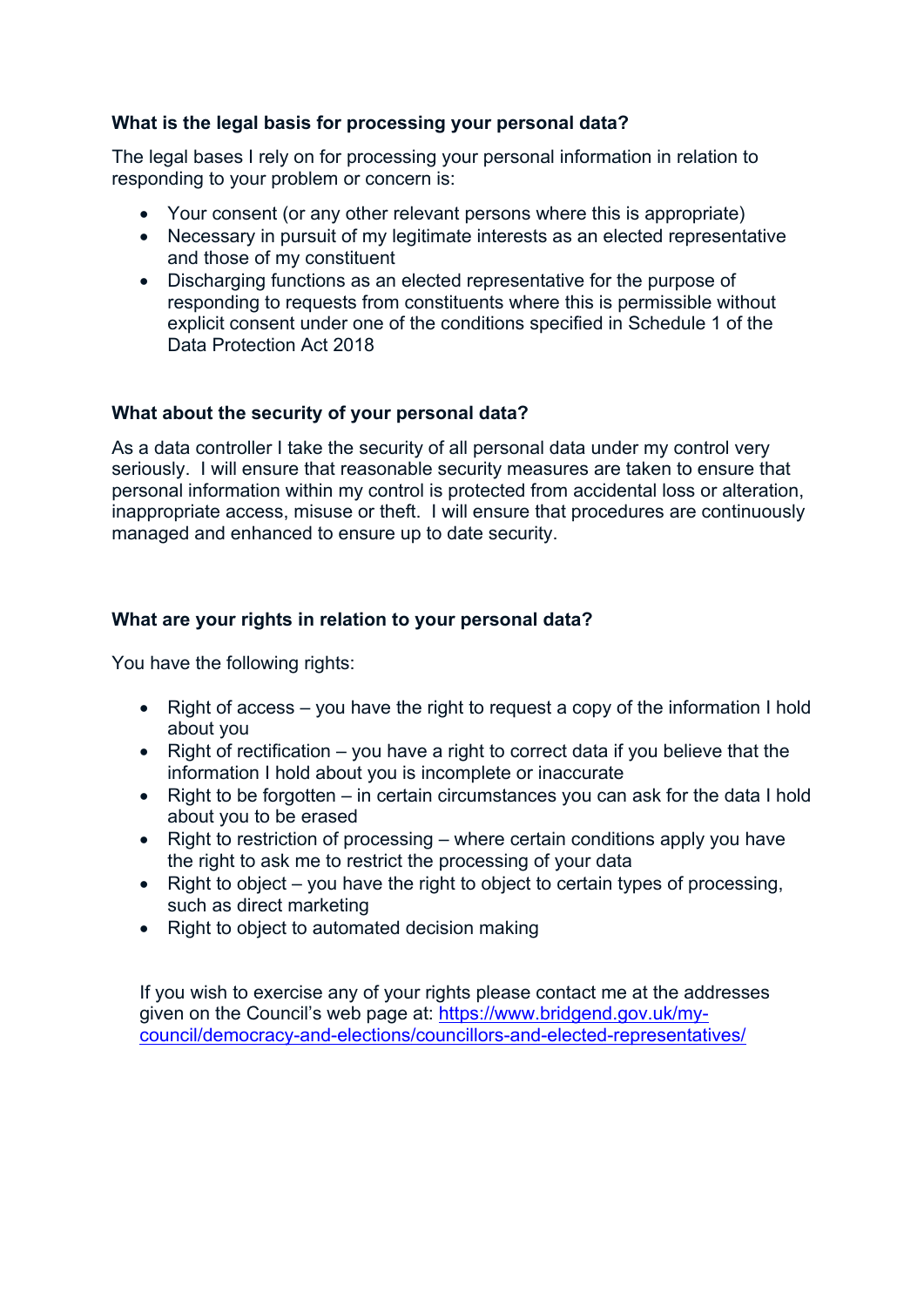**What is the legal basis for processing your personal data?**

The legal bases I rely on for processing your personal information in relation to responding to your problem or concern is:

- Your consent (or any other relevant persons where this is appropriate)
- Necessary in pursuit of my legitimate interests as an elected representative and those of my constituent
- Discharging functions as an elected representative for the purpose of responding to requests from constituents where this is permissible without explicit consent under one of the conditions specified in Schedule 1 of the Data Protection Act 2018

**What about the security of your personal data?**

As a data controller I take the security of all personal data under my control very seriously. I will ensure that reasonable security measures are taken to ensure that personal information within my control is protected from accidental loss or alteration, inappropriate access, misuse or theft. I will ensure that procedures are continuously managed and enhanced to ensure up to date security.

**What are your rights in relation to your personal data?**

You have the following rights:

- Right of access – you have the right to request a copy of the information I hold about you
- Right of rectification – you have a right to correct data if you believe that the information I hold about you is incomplete or inaccurate
- Right to be forgotten – in certain circumstances you can ask for the data I hold about you to be erased
- Right to restriction of processing – where certain conditions apply you have the right to ask me to restrict the processing of your data
- Right to object – you have the right to object to certain types of processing, such as direct marketing
- Right to object to automated decision making

If you wish to exercise any of your rights please contact me at the addresses given on the Council's web page at: [https://www.bridgend.gov.uk/my-council/democracy-and-elections/councillors-and-elected-representatives/](https://www.bridgend.gov.uk/my-council/democracy-and-elections/councillors-and-elected-representatives/)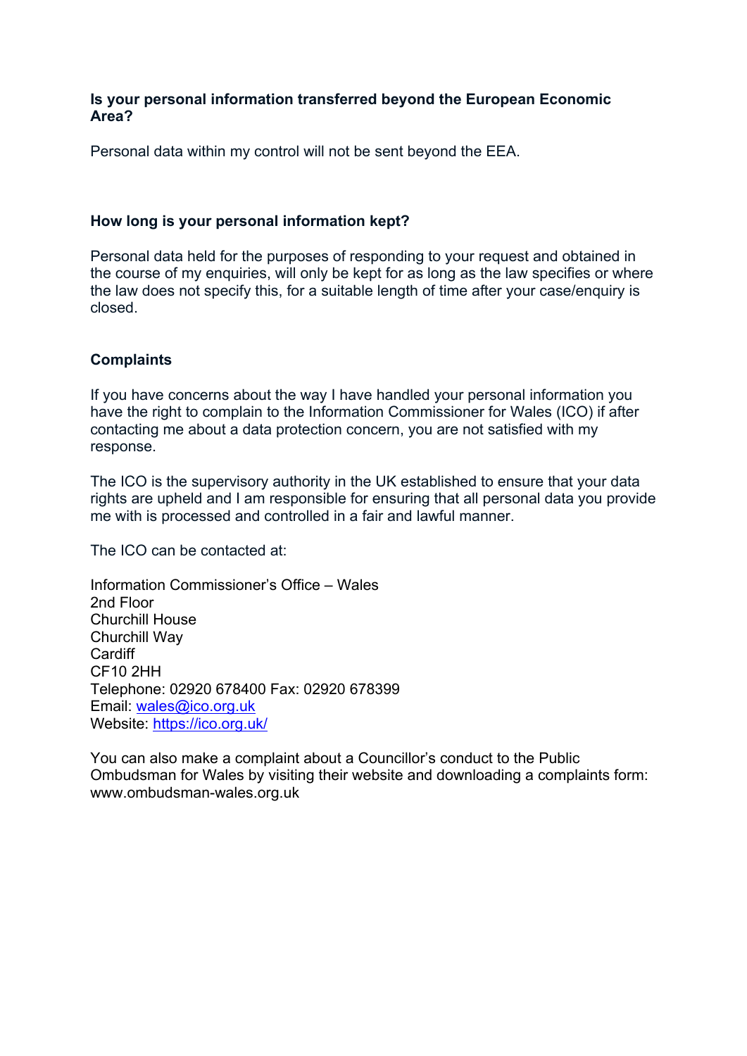**Is your personal information transferred beyond the European Economic Area?**

Personal data within my control will not be sent beyond the EEA.

**How long is your personal information kept?**

Personal data held for the purposes of responding to your request and obtained in the course of my enquiries, will only be kept for as long as the law specifies or where the law does not specify this, for a suitable length of time after your case/enquiry is closed.

**Complaints**

If you have concerns about the way I have handled your personal information you have the right to complain to the Information Commissioner for Wales (ICO) if after contacting me about a data protection concern, you are not satisfied with my response.

The ICO is the supervisory authority in the UK established to ensure that your data rights are upheld and I am responsible for ensuring that all personal data you provide me with is processed and controlled in a fair and lawful manner.

The ICO can be contacted at:

Information Commissioner's Office – Wales
2nd Floor
Churchill House
Churchill Way
Cardiff
CF10 2HH
Telephone: 02920 678400 Fax: 02920 678399
Email: wales@ico.org.uk
Website: https://ico.org.uk/

You can also make a complaint about a Councillor's conduct to the Public Ombudsman for Wales by visiting their website and downloading a complaints form: www.ombudsman-wales.org.uk